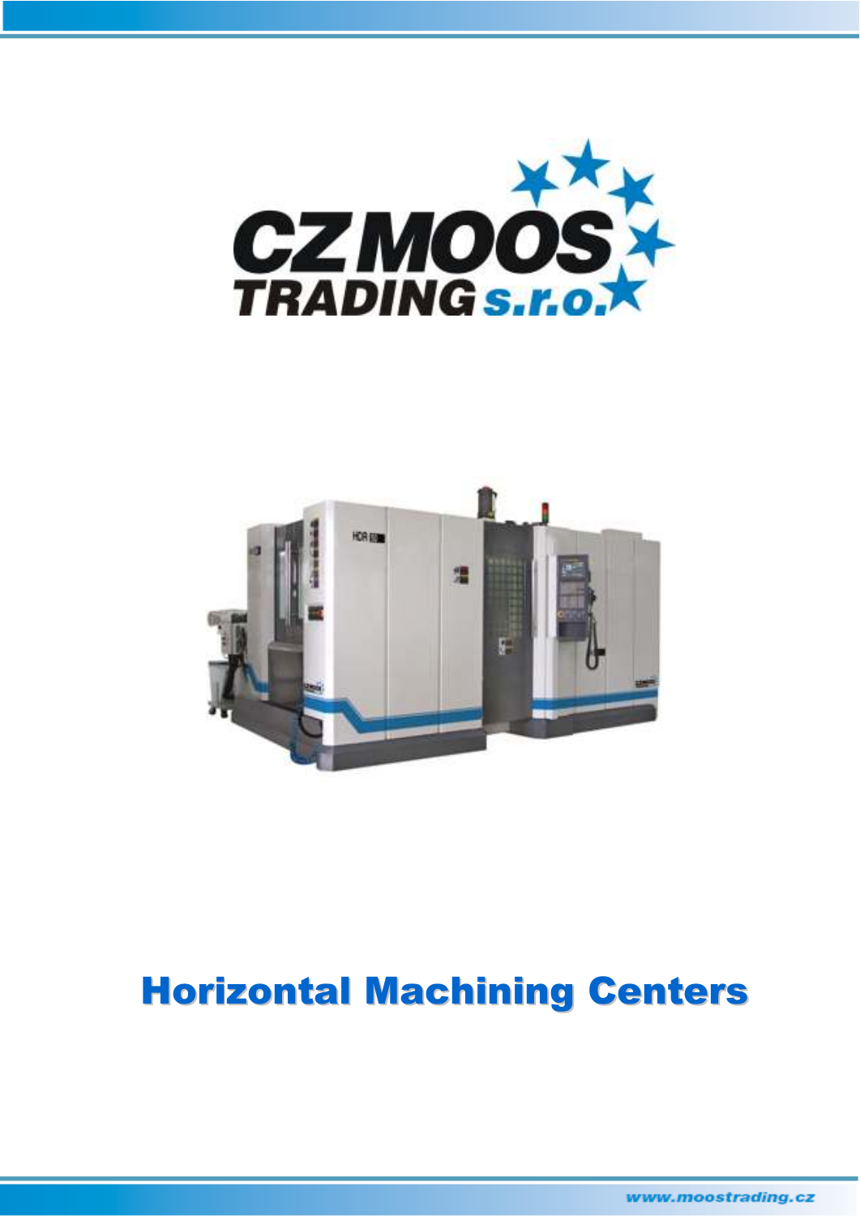CZ MOOS TRADING s.r.o.

# Horizontal Machining Centers

www.moostrading.cz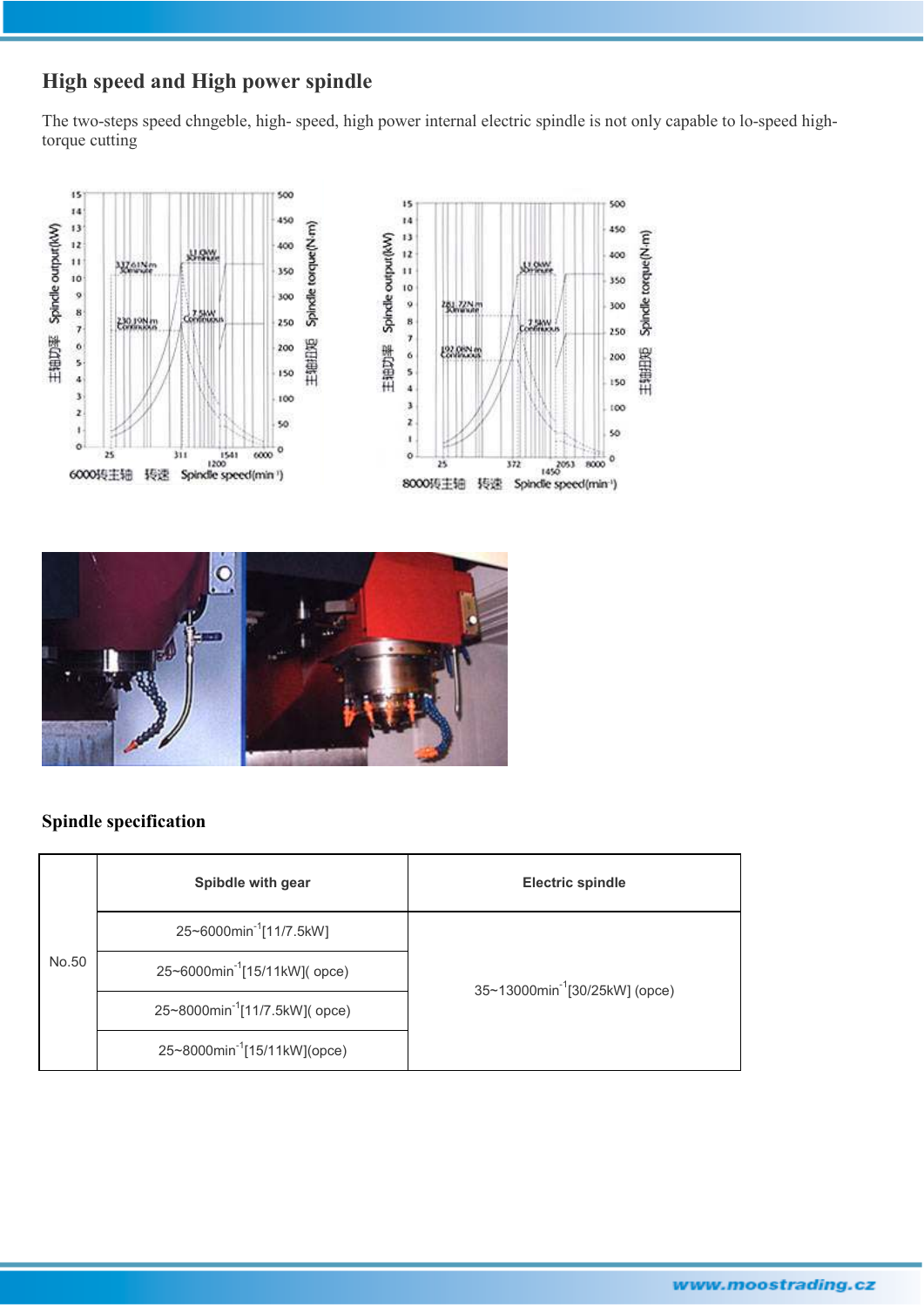## High speed and High power spindle

The two-steps speed chngeble, high- speed, high power internal electric spindle is not only capable to lo-speed high-torque cutting

## Spindle specification

| | Spibdle with gear | Electric spindle |
|---|---|---|
| No.50 | 25~6000min$^{-1}$[11/7.5kW] | 35~13000min$^{-1}$[30/25kW] (opce) |
| | 25~6000min$^{-1}$[15/11kW]( opce) | |
| | 25~8000min$^{-1}$[11/7.5kW]( opce) | |
| | 25~8000min$^{-1}$[15/11kW](opce) | |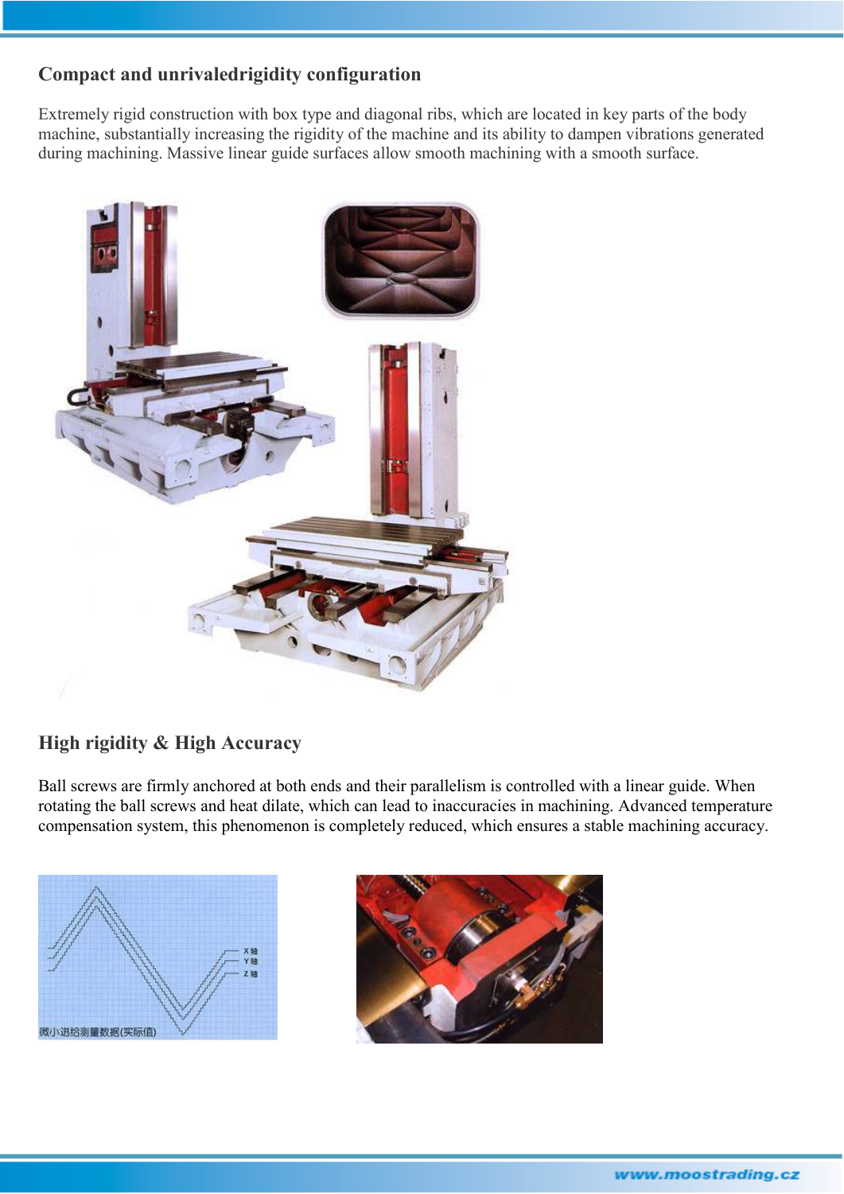## Compact and unrivaledrigidity configuration

Extremely rigid construction with box type and diagonal ribs, which are located in key parts of the body machine, substantially increasing the rigidity of the machine and its ability to dampen vibrations generated during machining. Massive linear guide surfaces allow smooth machining with a smooth surface.

## High rigidity & High Accuracy

Ball screws are firmly anchored at both ends and their parallelism is controlled with a linear guide. When rotating the ball screws and heat dilate, which can lead to inaccuracies in machining. Advanced temperature compensation system, this phenomenon is completely reduced, which ensures a stable machining accuracy.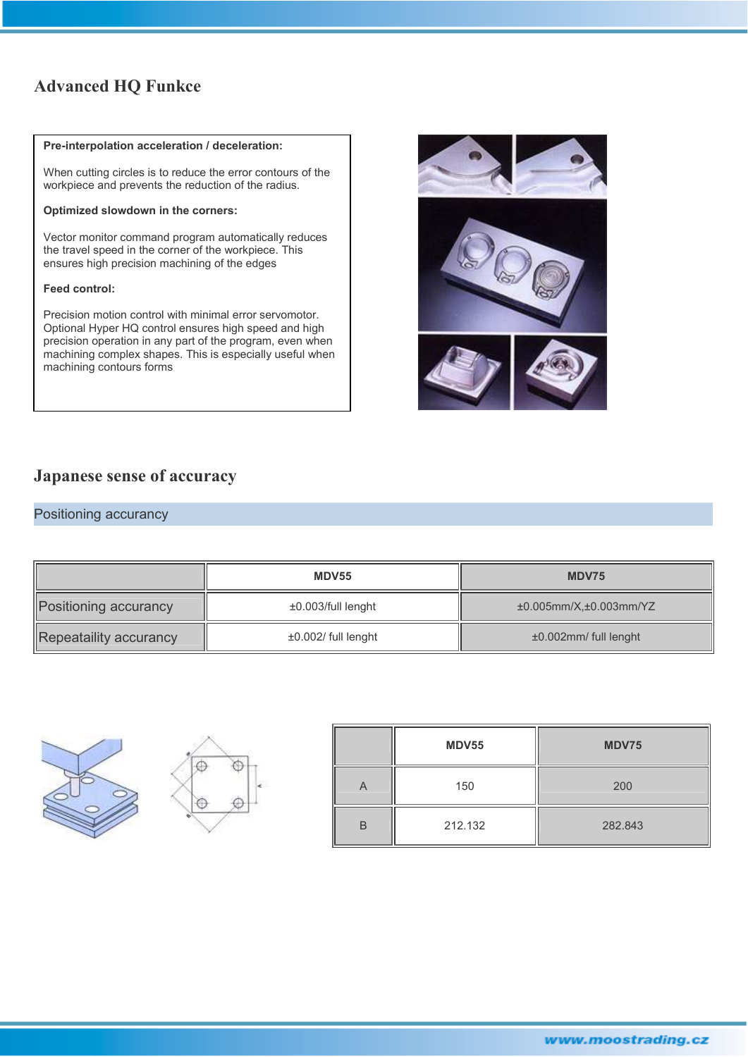## Advanced HQ Funkce

**Pre-interpolation acceleration / deceleration:**

When cutting circles is to reduce the error contours of the workpiece and prevents the reduction of the radius.

**Optimized slowdown in the corners:**

Vector monitor command program automatically reduces the travel speed in the corner of the workpiece. This ensures high precision machining of the edges

**Feed control:**

Precision motion control with minimal error servomotor. Optional Hyper HQ control ensures high speed and high precision operation in any part of the program, even when machining complex shapes. This is especially useful when machining contours forms

## Japanese sense of accuracy

### Positioning accurancy

| | MDV55 | MDV75 |
|---|---|---|
| Positioning accurancy | ±0.003/full lenght | ±0.005mm/X,±0.003mm/YZ |
| Repeataility accurancy | ±0.002/ full lenght | ±0.002mm/ full lenght |

| | MDV55 | MDV75 |
|---|---|---|
| A | 150 | 200 |
| B | 212.132 | 282.843 |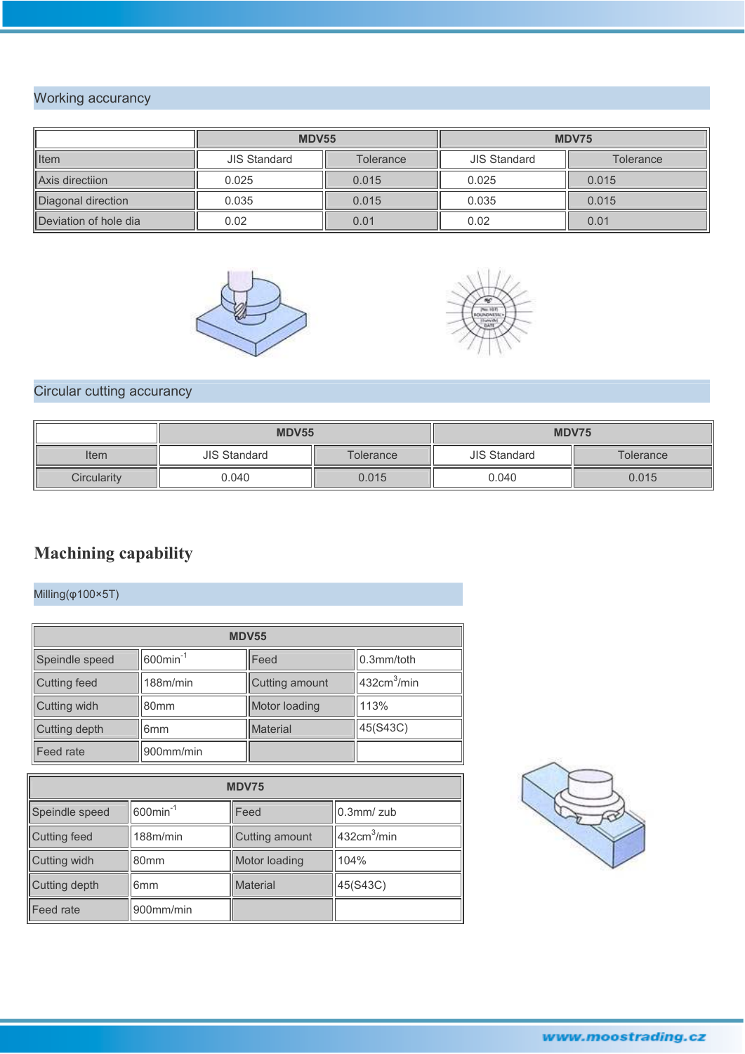## Working accurancy

| | MDV55 | | MDV75 | |
|---|---|---|---|---|
| Item | JIS Standard | Tolerance | JIS Standard | Tolerance |
| Axis directiion | 0.025 | 0.015 | 0.025 | 0.015 |
| Diagonal direction | 0.035 | 0.015 | 0.035 | 0.015 |
| Deviation of hole dia | 0.02 | 0.01 | 0.02 | 0.01 |

## Circular cutting accurancy

| | MDV55 | | MDV75 | |
|---|---|---|---|---|
| Item | JIS Standard | Tolerance | JIS Standard | Tolerance |
| Circularity | 0.040 | 0.015 | 0.040 | 0.015 |

# Machining capability

Milling(φ100×5T)

| MDV55 | | | |
|---|---|---|---|
| Speindle speed | $600min^{-1}$ | Feed | 0.3mm/toth |
| Cutting feed | 188m/min | Cutting amount | $432cm^3$/min |
| Cutting widh | 80mm | Motor loading | 113% |
| Cutting depth | 6mm | Material | 45(S43C) |
| Feed rate | 900mm/min | | |

| MDV75 | | | |
|---|---|---|---|
| Speindle speed | $600min^{-1}$ | Feed | 0.3mm/ zub |
| Cutting feed | 188m/min | Cutting amount | $432cm^3$/min |
| Cutting widh | 80mm | Motor loading | 104% |
| Cutting depth | 6mm | Material | 45(S43C) |
| Feed rate | 900mm/min | | |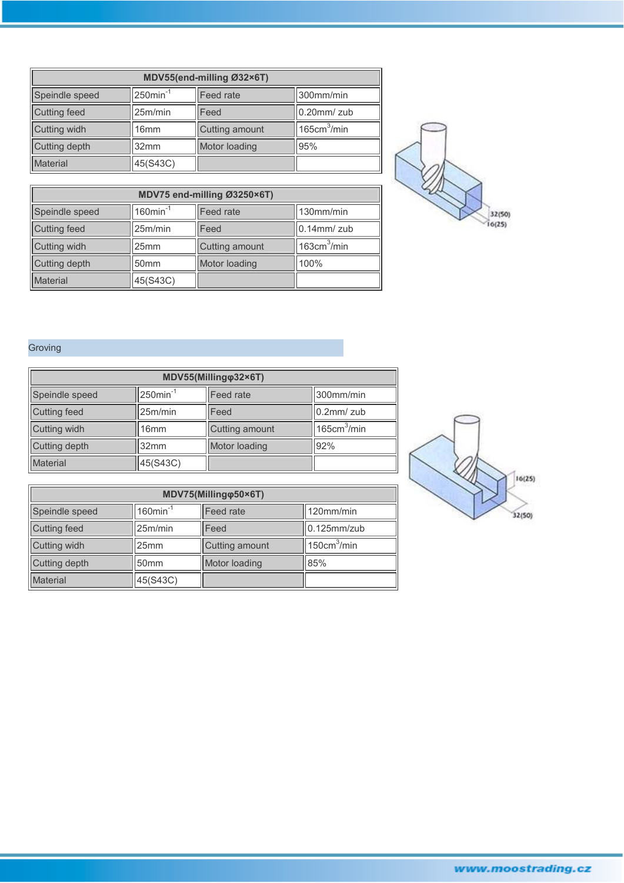| MDV55(end-milling Ø32×6T) | | | |
|---|---|---|---|
| Speindle speed | 250min$^{-1}$ | Feed rate | 300mm/min |
| Cutting feed | 25m/min | Feed | 0.20mm/ zub |
| Cutting widh | 16mm | Cutting amount | 165cm$^{3}$/min |
| Cutting depth | 32mm | Motor loading | 95% |
| Material | 45(S43C) | | |

| MDV75 end-milling Ø3250×6T) | | | |
|---|---|---|---|
| Speindle speed | 160min$^{-1}$ | Feed rate | 130mm/min |
| Cutting feed | 25m/min | Feed | 0.14mm/ zub |
| Cutting widh | 25mm | Cutting amount | 163cm$^{3}$/min |
| Cutting depth | 50mm | Motor loading | 100% |
| Material | 45(S43C) | | |

32(50)
16(25)

## Groving

| MDV55(Millingφ32×6T) | | | |
|---|---|---|---|
| Speindle speed | 250min$^{-1}$ | Feed rate | 300mm/min |
| Cutting feed | 25m/min | Feed | 0.2mm/ zub |
| Cutting widh | 16mm | Cutting amount | 165cm$^{3}$/min |
| Cutting depth | 32mm | Motor loading | 92% |
| Material | 45(S43C) | | |

| MDV75(Millingφ50×6T) | | | |
|---|---|---|---|
| Speindle speed | 160min$^{-1}$ | Feed rate | 120mm/min |
| Cutting feed | 25m/min | Feed | 0.125mm/zub |
| Cutting widh | 25mm | Cutting amount | 150cm$^{3}$/min |
| Cutting depth | 50mm | Motor loading | 85% |
| Material | 45(S43C) | | |

16(25)
32(50)

www.moostrading.cz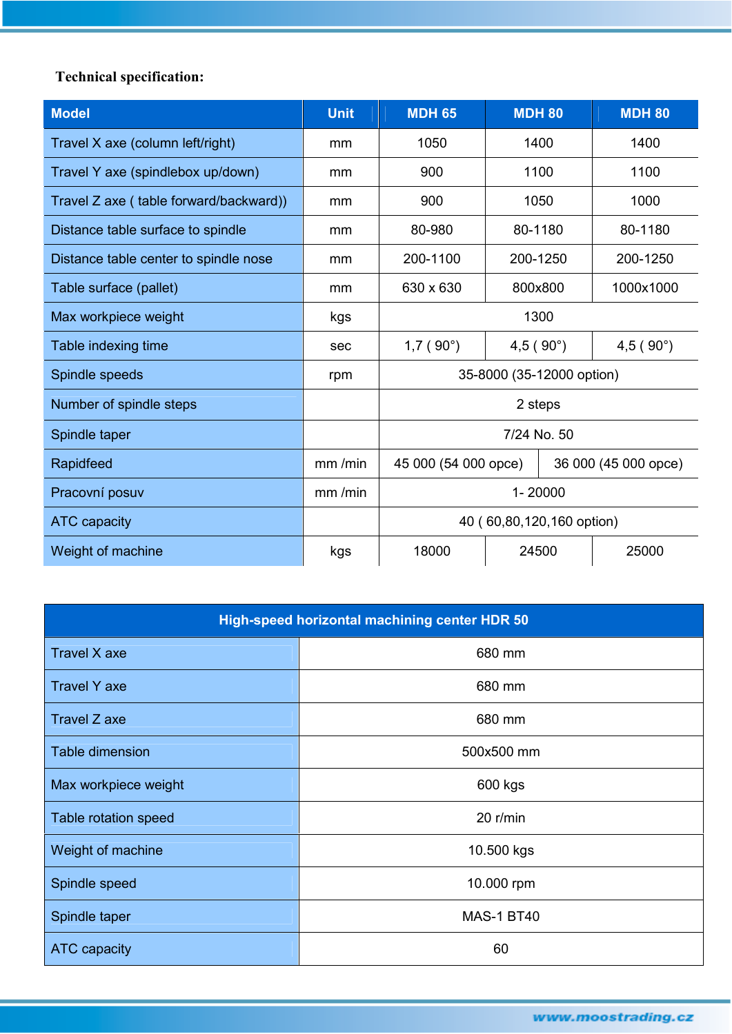**Technical specification:**

| Model | Unit | MDH 65 | MDH 80 | MDH 80 |
|---|---|---|---|---|
| Travel X axe (column left/right) | mm | 1050 | 1400 | 1400 |
| Travel Y axe (spindlebox up/down) | mm | 900 | 1100 | 1100 |
| Travel Z axe ( table forward/backward)) | mm | 900 | 1050 | 1000 |
| Distance table surface to spindle | mm | 80-980 | 80-1180 | 80-1180 |
| Distance table center to spindle nose | mm | 200-1100 | 200-1250 | 200-1250 |
| Table surface (pallet) | mm | 630 x 630 | 800x800 | 1000x1000 |
| Max workpiece weight | kgs | 1300 | | |
| Table indexing time | sec | 1,7 ( 90°) | 4,5 ( 90°) | 4,5 ( 90°) |
| Spindle speeds | rpm | 35-8000 (35-12000 option) | | |
| Number of spindle steps | | 2 steps | | |
| Spindle taper | | 7/24 No. 50 | | |
| Rapidfeed | mm /min | 45 000 (54 000 opce) | 36 000 (45 000 opce) | |
| Pracovní posuv | mm /min | 1- 20000 | | |
| ATC capacity | | 40 ( 60,80,120,160 option) | | |
| Weight of machine | kgs | 18000 | 24500 | 25000 |

| High-speed horizontal machining center HDR 50 | |
|---|---|
| Travel X axe | 680 mm |
| Travel Y axe | 680 mm |
| Travel Z axe | 680 mm |
| Table dimension | 500x500 mm |
| Max workpiece weight | 600 kgs |
| Table rotation speed | 20 r/min |
| Weight of machine | 10.500 kgs |
| Spindle speed | 10.000 rpm |
| Spindle taper | MAS-1 BT40 |
| ATC capacity | 60 |